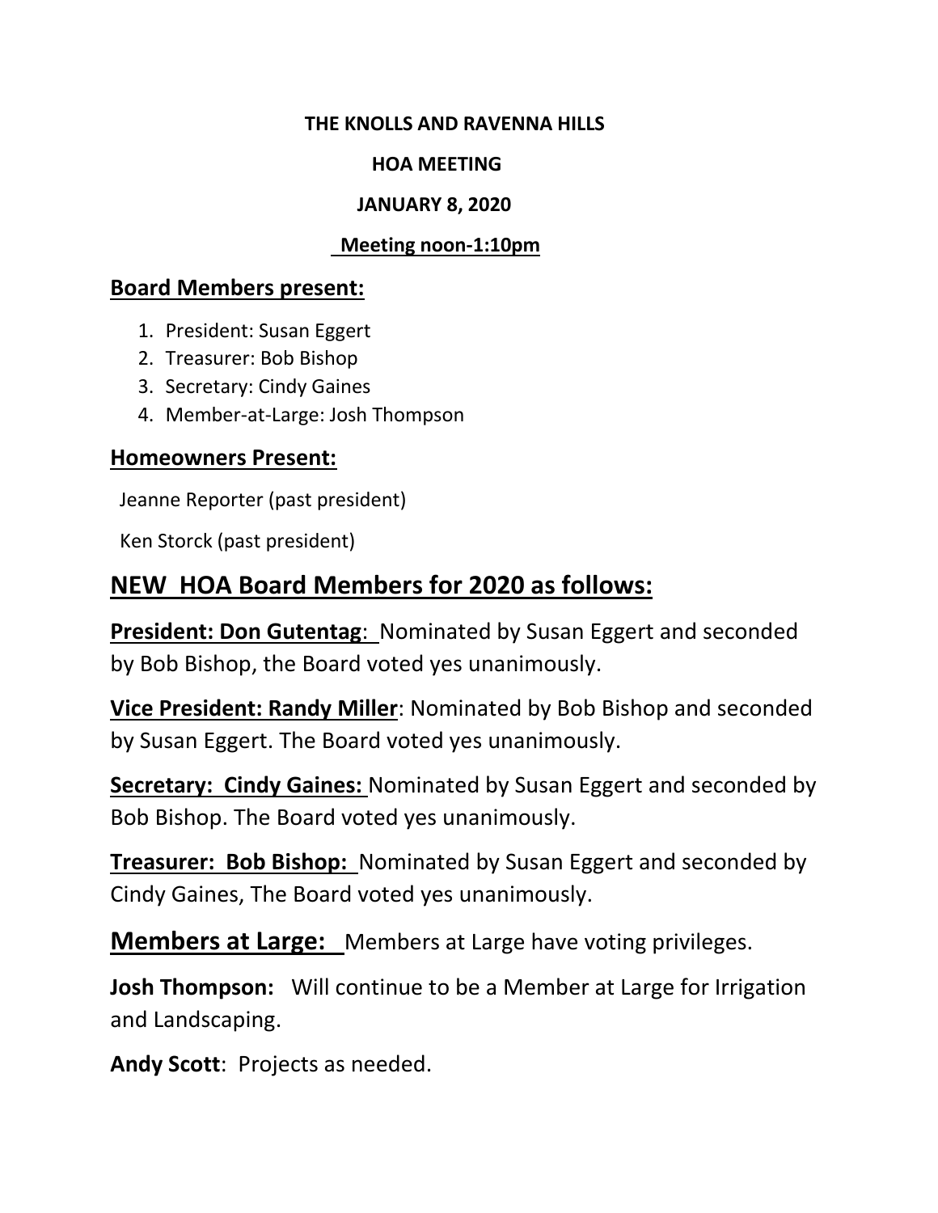**THE KNOLLS AND RAVENNA HILLS**

**HOA MEETING**

**JANUARY 8, 2020**

**Meeting noon-1:10pm**

## Board Members present:

1. President: Susan Eggert
2. Treasurer: Bob Bishop
3. Secretary: Cindy Gaines
4. Member-at-Large: Josh Thompson

## Homeowners Present:

Jeanne Reporter (past president)

Ken Storck (past president)

# NEW HOA Board Members for 2020 as follows:

**President: Don Gutentag**: Nominated by Susan Eggert and seconded by Bob Bishop, the Board voted yes unanimously.

**Vice President: Randy Miller**: Nominated by Bob Bishop and seconded by Susan Eggert. The Board voted yes unanimously.

**Secretary: Cindy Gaines:** Nominated by Susan Eggert and seconded by Bob Bishop. The Board voted yes unanimously.

**Treasurer: Bob Bishop:** Nominated by Susan Eggert and seconded by Cindy Gaines, The Board voted yes unanimously.

**Members at Large:** Members at Large have voting privileges.

**Josh Thompson:** Will continue to be a Member at Large for Irrigation and Landscaping.

**Andy Scott**: Projects as needed.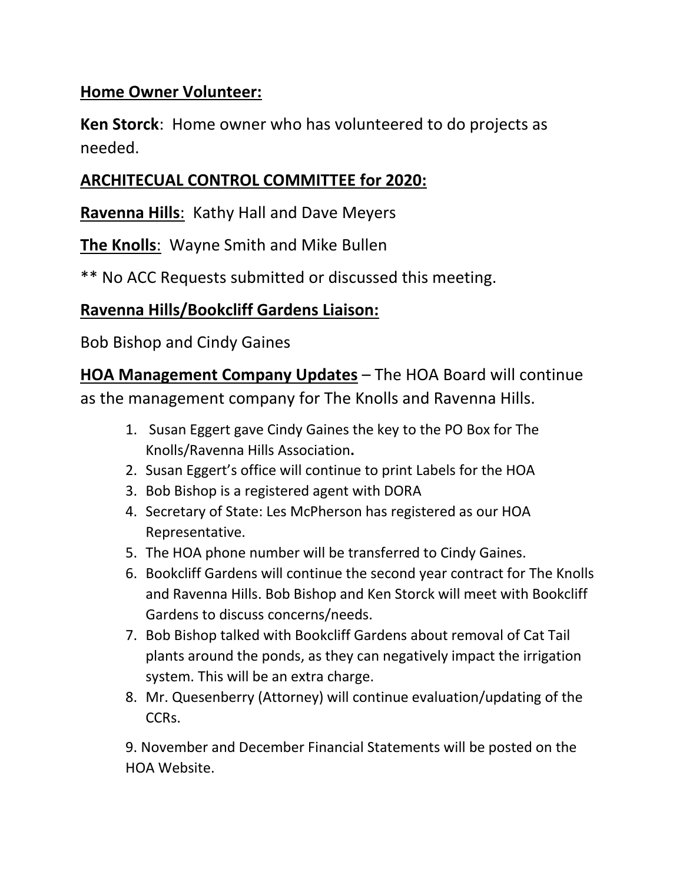**Home Owner Volunteer:**

**Ken Storck**: Home owner who has volunteered to do projects as needed.

**ARCHITECUAL CONTROL COMMITTEE for 2020:**

**Ravenna Hills**: Kathy Hall and Dave Meyers

**The Knolls**: Wayne Smith and Mike Bullen

** No ACC Requests submitted or discussed this meeting.

**Ravenna Hills/Bookcliff Gardens Liaison:**

Bob Bishop and Cindy Gaines

**HOA Management Company Updates** – The HOA Board will continue as the management company for The Knolls and Ravenna Hills.

1. Susan Eggert gave Cindy Gaines the key to the PO Box for The Knolls/Ravenna Hills Association**.**
2. Susan Eggert's office will continue to print Labels for the HOA
3. Bob Bishop is a registered agent with DORA
4. Secretary of State: Les McPherson has registered as our HOA Representative.
5. The HOA phone number will be transferred to Cindy Gaines.
6. Bookcliff Gardens will continue the second year contract for The Knolls and Ravenna Hills. Bob Bishop and Ken Storck will meet with Bookcliff Gardens to discuss concerns/needs.
7. Bob Bishop talked with Bookcliff Gardens about removal of Cat Tail plants around the ponds, as they can negatively impact the irrigation system. This will be an extra charge.
8. Mr. Quesenberry (Attorney) will continue evaluation/updating of the CCRs.
9. November and December Financial Statements will be posted on the HOA Website.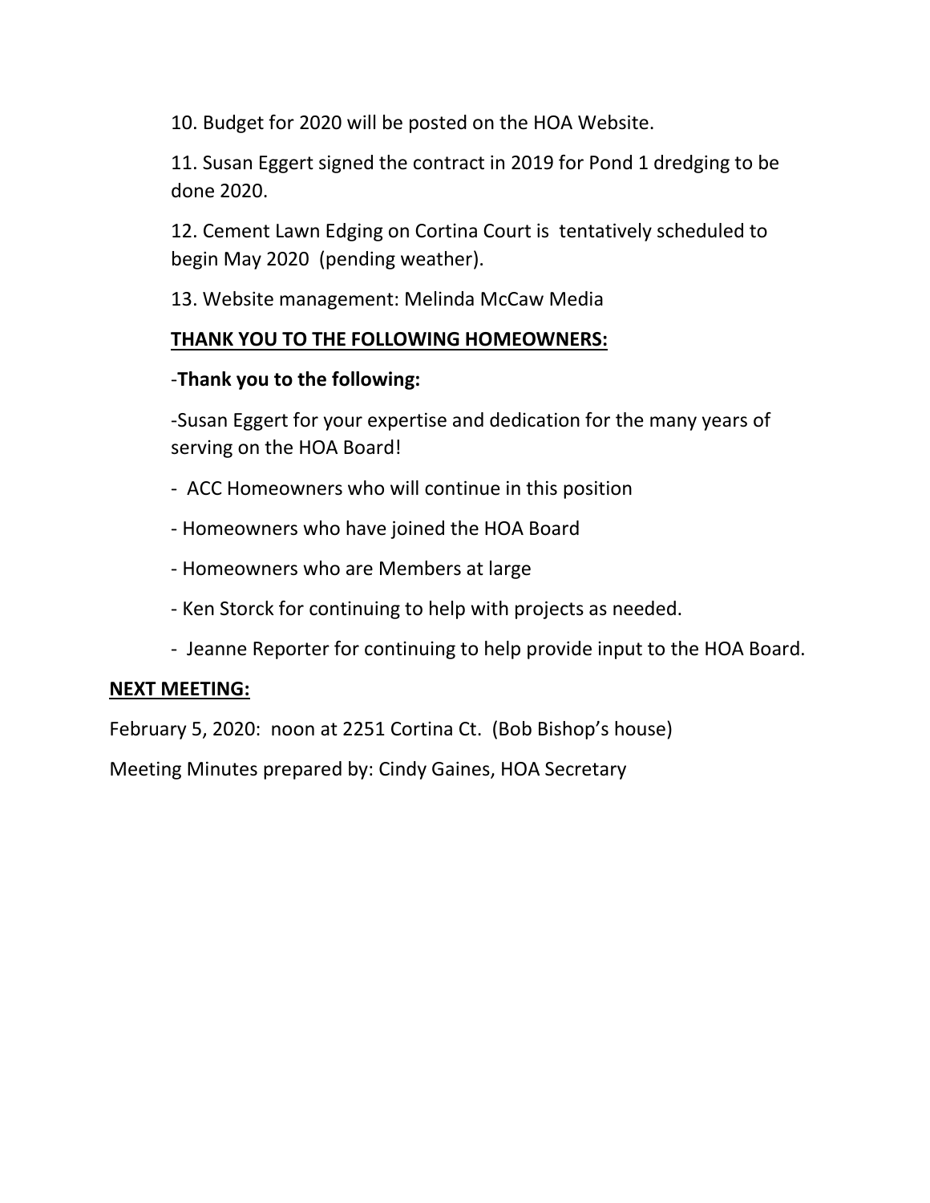10. Budget for 2020 will be posted on the HOA Website.

11. Susan Eggert signed the contract in 2019 for Pond 1 dredging to be done 2020.

12. Cement Lawn Edging on Cortina Court is tentatively scheduled to begin May 2020 (pending weather).

13. Website management: Melinda McCaw Media

**<u>THANK YOU TO THE FOLLOWING HOMEOWNERS:</u>**

-**Thank you to the following:**

-Susan Eggert for your expertise and dedication for the many years of serving on the HOA Board!

- ACC Homeowners who will continue in this position
- Homeowners who have joined the HOA Board
- Homeowners who are Members at large
- Ken Storck for continuing to help with projects as needed.
- Jeanne Reporter for continuing to help provide input to the HOA Board.

**<u>NEXT MEETING:</u>**

February 5, 2020: noon at 2251 Cortina Ct. (Bob Bishop's house)

Meeting Minutes prepared by: Cindy Gaines, HOA Secretary